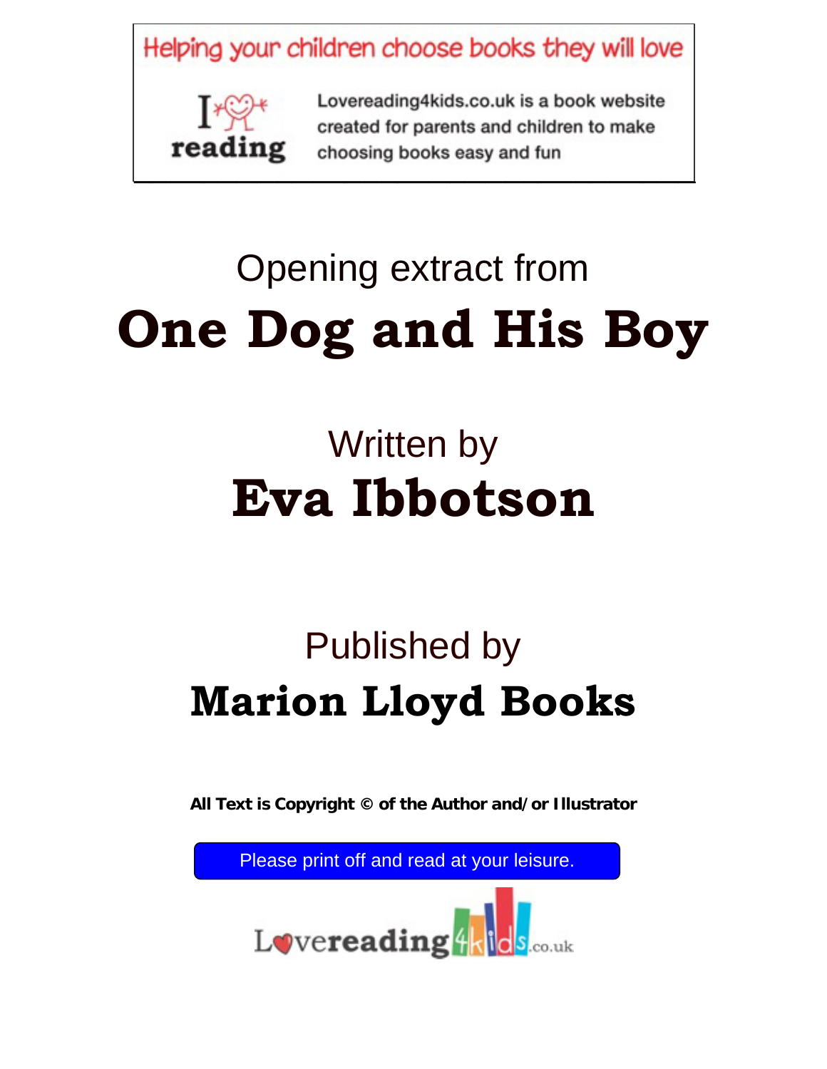Helping your children choose books they will love

I love reading

Lovereading4kids.co.uk is a book website created for parents and children to make choosing books easy and fun

Opening extract from

# One Dog and His Boy

Written by

## Eva Ibbotson

Published by

## Marion Lloyd Books

**All Text is Copyright © of the Author and/or Illustrator**

Please print off and read at your leisure.

Lovereading4kids.co.uk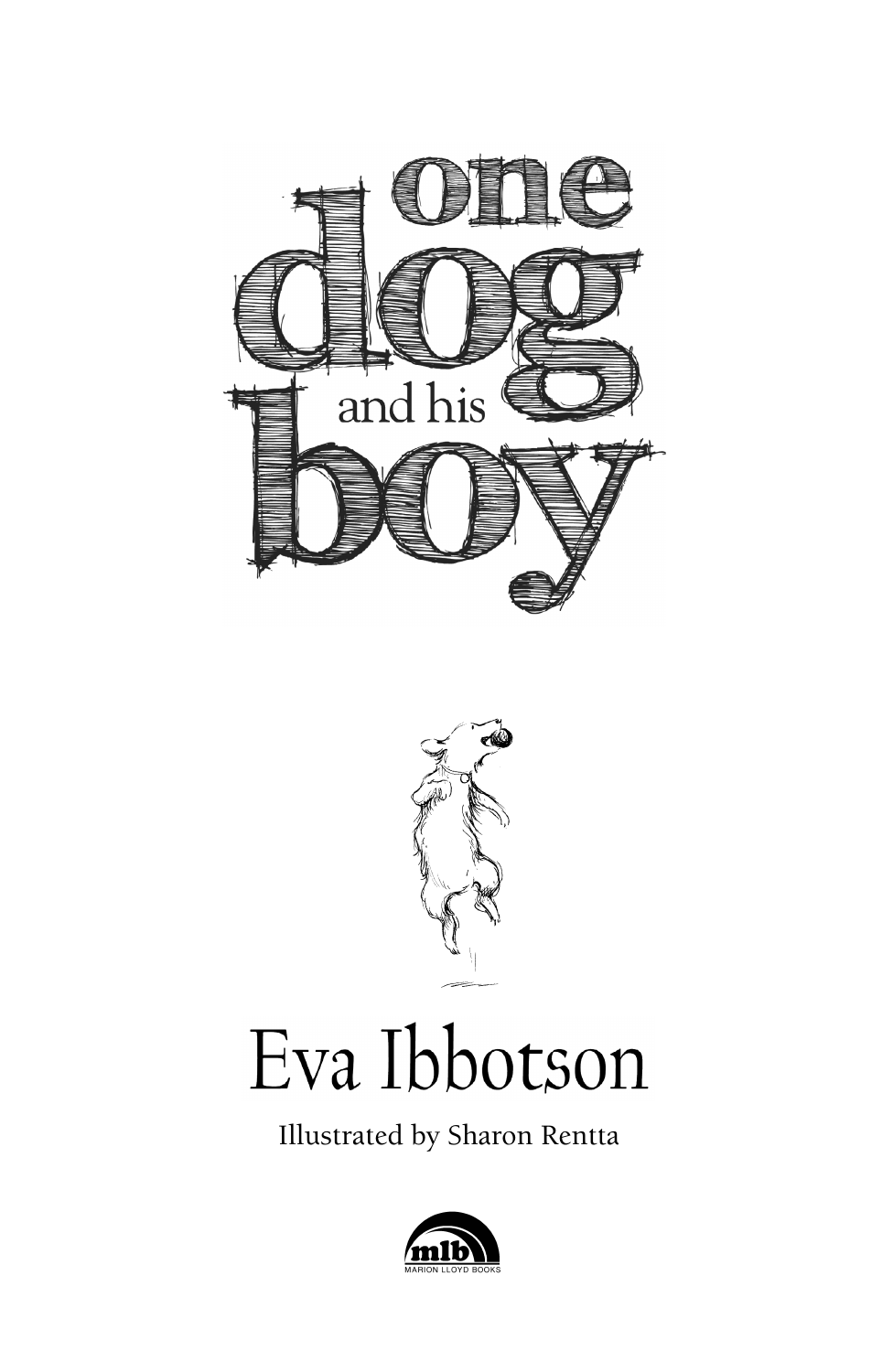# one dog and his boy

## Eva Ibbotson

Illustrated by Sharon Rentta

MARION LLOYD BOOKS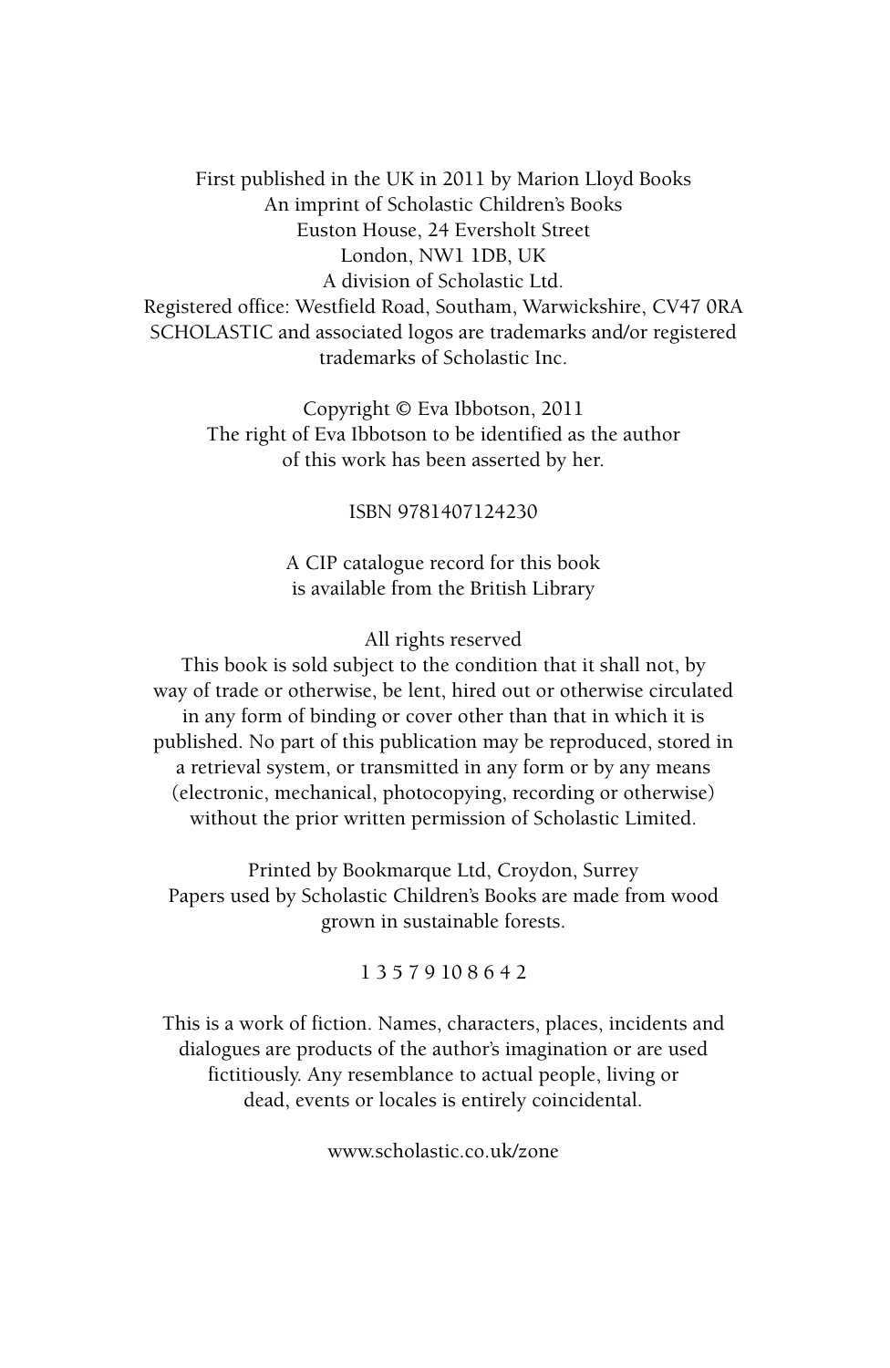First published in the UK in 2011 by Marion Lloyd Books
An imprint of Scholastic Children's Books
Euston House, 24 Eversholt Street
London, NW1 1DB, UK
A division of Scholastic Ltd.
Registered office: Westfield Road, Southam, Warwickshire, CV47 0RA
SCHOLASTIC and associated logos are trademarks and/or registered trademarks of Scholastic Inc.

Copyright © Eva Ibbotson, 2011
The right of Eva Ibbotson to be identified as the author of this work has been asserted by her.

ISBN 9781407124230

A CIP catalogue record for this book is available from the British Library

All rights reserved
This book is sold subject to the condition that it shall not, by way of trade or otherwise, be lent, hired out or otherwise circulated in any form of binding or cover other than that in which it is published. No part of this publication may be reproduced, stored in a retrieval system, or transmitted in any form or by any means (electronic, mechanical, photocopying, recording or otherwise) without the prior written permission of Scholastic Limited.

Printed by Bookmarque Ltd, Croydon, Surrey
Papers used by Scholastic Children's Books are made from wood grown in sustainable forests.

1 3 5 7 9 10 8 6 4 2

This is a work of fiction. Names, characters, places, incidents and dialogues are products of the author's imagination or are used fictitiously. Any resemblance to actual people, living or dead, events or locales is entirely coincidental.

www.scholastic.co.uk/zone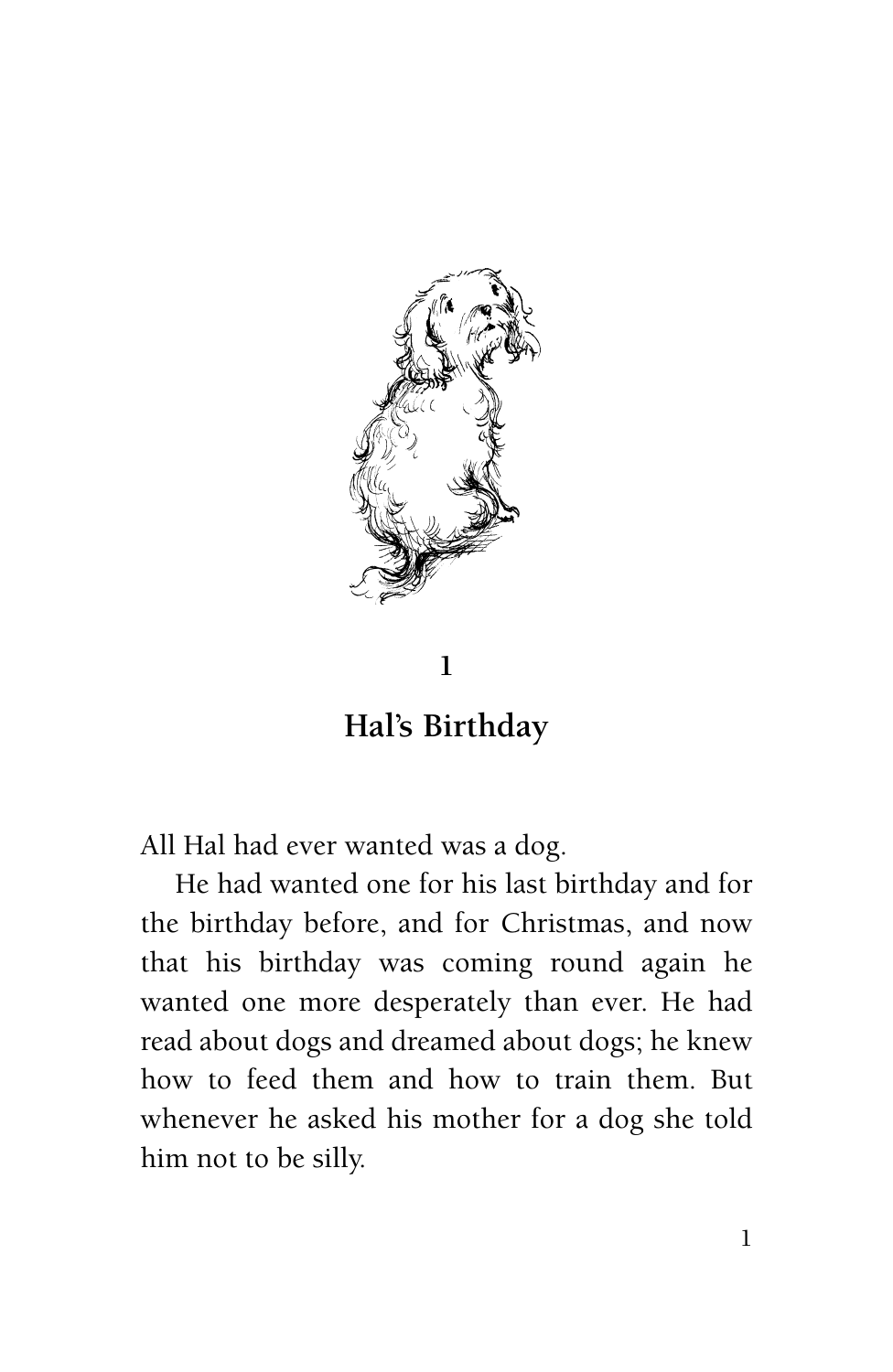# 1

## Hal's Birthday

All Hal had ever wanted was a dog.

He had wanted one for his last birthday and for the birthday before, and for Christmas, and now that his birthday was coming round again he wanted one more desperately than ever. He had read about dogs and dreamed about dogs; he knew how to feed them and how to train them. But whenever he asked his mother for a dog she told him not to be silly.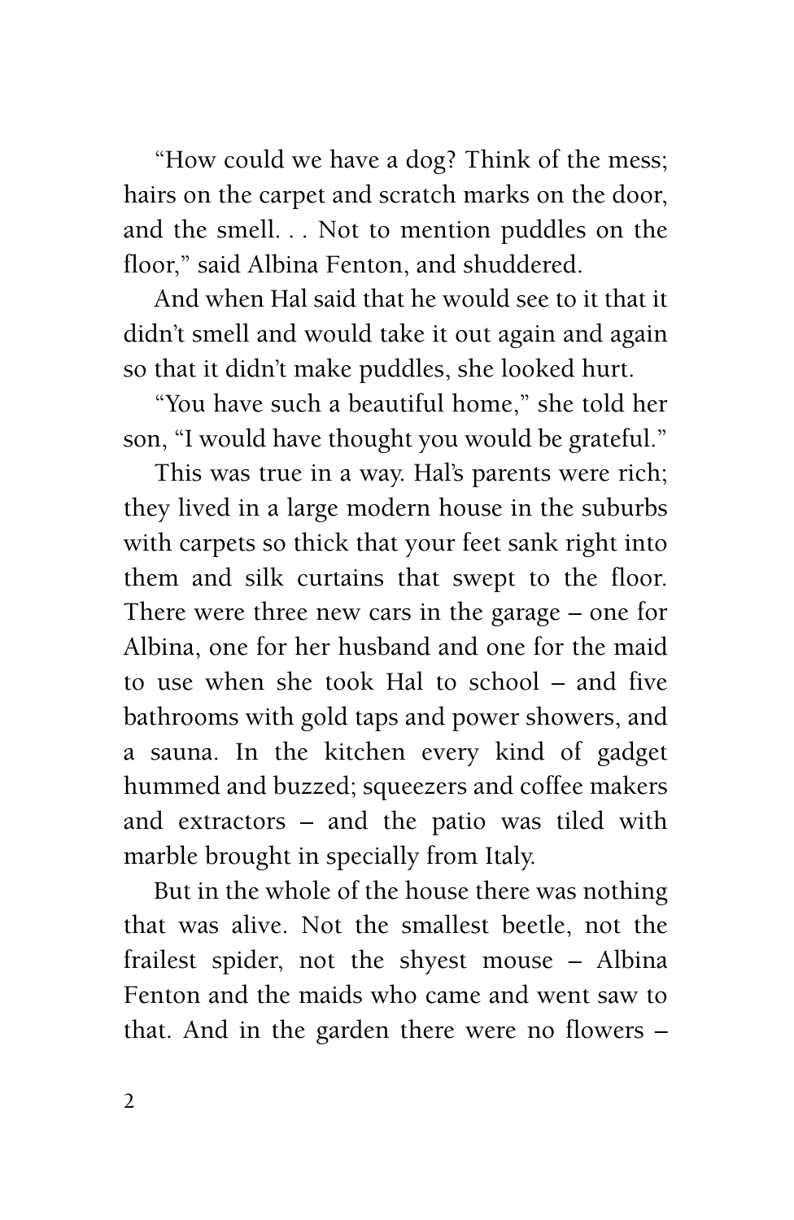"How could we have a dog? Think of the mess; hairs on the carpet and scratch marks on the door, and the smell. . . Not to mention puddles on the floor," said Albina Fenton, and shuddered.

And when Hal said that he would see to it that it didn't smell and would take it out again and again so that it didn't make puddles, she looked hurt.

"You have such a beautiful home," she told her son, "I would have thought you would be grateful."

This was true in a way. Hal's parents were rich; they lived in a large modern house in the suburbs with carpets so thick that your feet sank right into them and silk curtains that swept to the floor. There were three new cars in the garage – one for Albina, one for her husband and one for the maid to use when she took Hal to school – and five bathrooms with gold taps and power showers, and a sauna. In the kitchen every kind of gadget hummed and buzzed; squeezers and coffee makers and extractors – and the patio was tiled with marble brought in specially from Italy.

But in the whole of the house there was nothing that was alive. Not the smallest beetle, not the frailest spider, not the shyest mouse – Albina Fenton and the maids who came and went saw to that. And in the garden there were no flowers –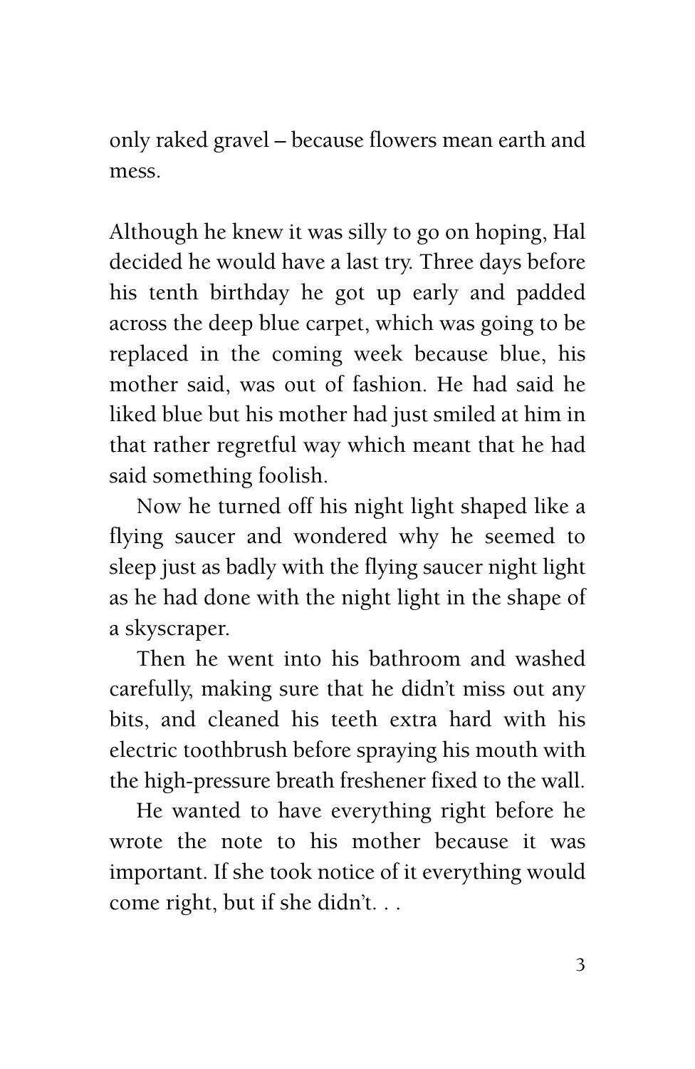only raked gravel – because flowers mean earth and mess.

Although he knew it was silly to go on hoping, Hal decided he would have a last try. Three days before his tenth birthday he got up early and padded across the deep blue carpet, which was going to be replaced in the coming week because blue, his mother said, was out of fashion. He had said he liked blue but his mother had just smiled at him in that rather regretful way which meant that he had said something foolish.

Now he turned off his night light shaped like a flying saucer and wondered why he seemed to sleep just as badly with the flying saucer night light as he had done with the night light in the shape of a skyscraper.

Then he went into his bathroom and washed carefully, making sure that he didn't miss out any bits, and cleaned his teeth extra hard with his electric toothbrush before spraying his mouth with the high-pressure breath freshener fixed to the wall.

He wanted to have everything right before he wrote the note to his mother because it was important. If she took notice of it everything would come right, but if she didn't. . .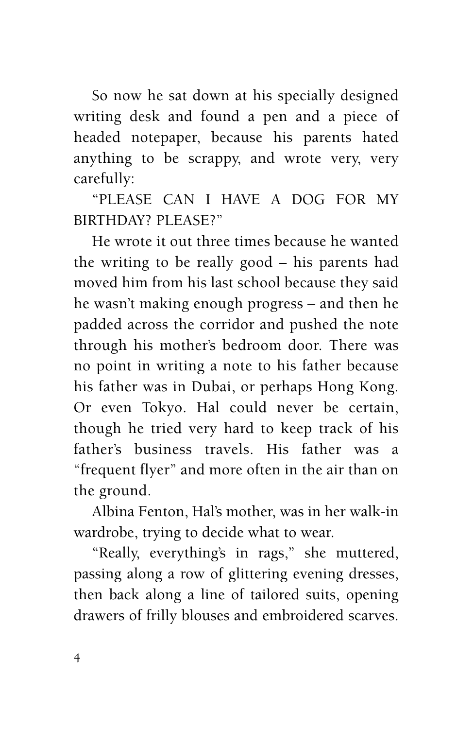So now he sat down at his specially designed writing desk and found a pen and a piece of headed notepaper, because his parents hated anything to be scrappy, and wrote very, very carefully:

"PLEASE CAN I HAVE A DOG FOR MY BIRTHDAY? PLEASE?"

He wrote it out three times because he wanted the writing to be really good – his parents had moved him from his last school because they said he wasn't making enough progress – and then he padded across the corridor and pushed the note through his mother's bedroom door. There was no point in writing a note to his father because his father was in Dubai, or perhaps Hong Kong. Or even Tokyo. Hal could never be certain, though he tried very hard to keep track of his father's business travels. His father was a "frequent flyer" and more often in the air than on the ground.

Albina Fenton, Hal's mother, was in her walk-in wardrobe, trying to decide what to wear.

"Really, everything's in rags," she muttered, passing along a row of glittering evening dresses, then back along a line of tailored suits, opening drawers of frilly blouses and embroidered scarves.